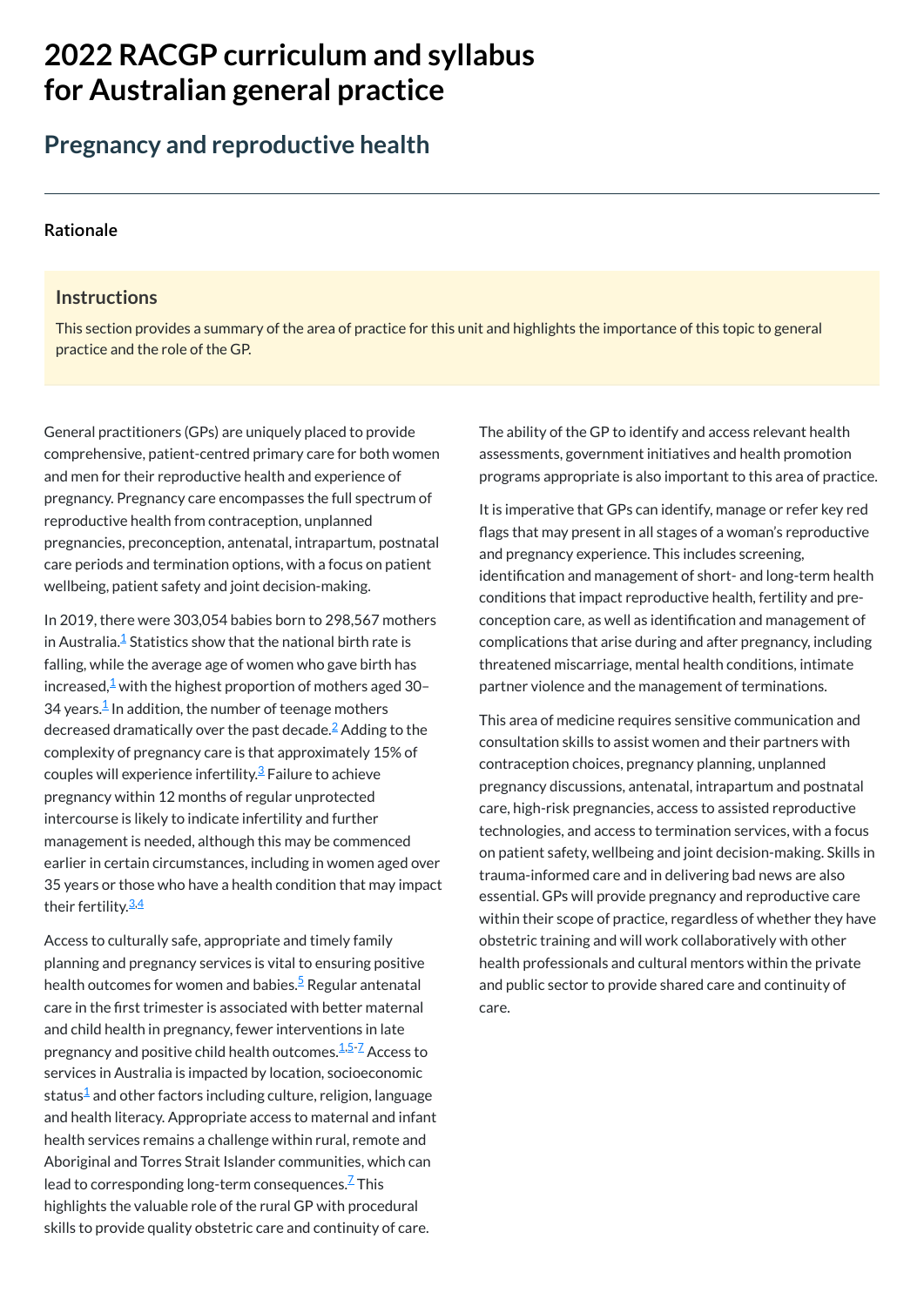# 2022 RACGP curriculum and syllabus for Australian general practice

## Pregnancy and reproductive health

### Rationale

#### Instructions

This section provides a summary of the area of practice for this unit and highlights the importance of this topic to general practice and the role of the GP.

General practitioners (GPs) are uniquely placed to provide comprehensive, patient-centred primary care for both women and men for their reproductive health and experience of pregnancy. Pregnancy care encompasses the full spectrum of reproductive health from contraception, unplanned pregnancies, preconception, antenatal, intrapartum, postnatal care periods and termination options, with a focus on patient wellbeing, patient safety and joint decision-making.

In 2019, there were 303,054 babies born to 298,567 mothers in Australia.[1] Statistics show that the national birth rate is falling, while the average age of women who gave birth has increased,[1] with the highest proportion of mothers aged 30–34 years.[1] In addition, the number of teenage mothers decreased dramatically over the past decade.[2] Adding to the complexity of pregnancy care is that approximately 15% of couples will experience infertility.[3] Failure to achieve pregnancy within 12 months of regular unprotected intercourse is likely to indicate infertility and further management is needed, although this may be commenced earlier in certain circumstances, including in women aged over 35 years or those who have a health condition that may impact their fertility.[3,4]

Access to culturally safe, appropriate and timely family planning and pregnancy services is vital to ensuring positive health outcomes for women and babies.[5] Regular antenatal care in the first trimester is associated with better maternal and child health in pregnancy, fewer interventions in late pregnancy and positive child health outcomes.[1,5–7] Access to services in Australia is impacted by location, socioeconomic status[1] and other factors including culture, religion, language and health literacy. Appropriate access to maternal and infant health services remains a challenge within rural, remote and Aboriginal and Torres Strait Islander communities, which can lead to corresponding long-term consequences.[7] This highlights the valuable role of the rural GP with procedural skills to provide quality obstetric care and continuity of care.

The ability of the GP to identify and access relevant health assessments, government initiatives and health promotion programs appropriate is also important to this area of practice.

It is imperative that GPs can identify, manage or refer key red flags that may present in all stages of a woman's reproductive and pregnancy experience. This includes screening, identification and management of short- and long-term health conditions that impact reproductive health, fertility and pre-conception care, as well as identification and management of complications that arise during and after pregnancy, including threatened miscarriage, mental health conditions, intimate partner violence and the management of terminations.

This area of medicine requires sensitive communication and consultation skills to assist women and their partners with contraception choices, pregnancy planning, unplanned pregnancy discussions, antenatal, intrapartum and postnatal care, high-risk pregnancies, access to assisted reproductive technologies, and access to termination services, with a focus on patient safety, wellbeing and joint decision-making. Skills in trauma-informed care and in delivering bad news are also essential. GPs will provide pregnancy and reproductive care within their scope of practice, regardless of whether they have obstetric training and will work collaboratively with other health professionals and cultural mentors within the private and public sector to provide shared care and continuity of care.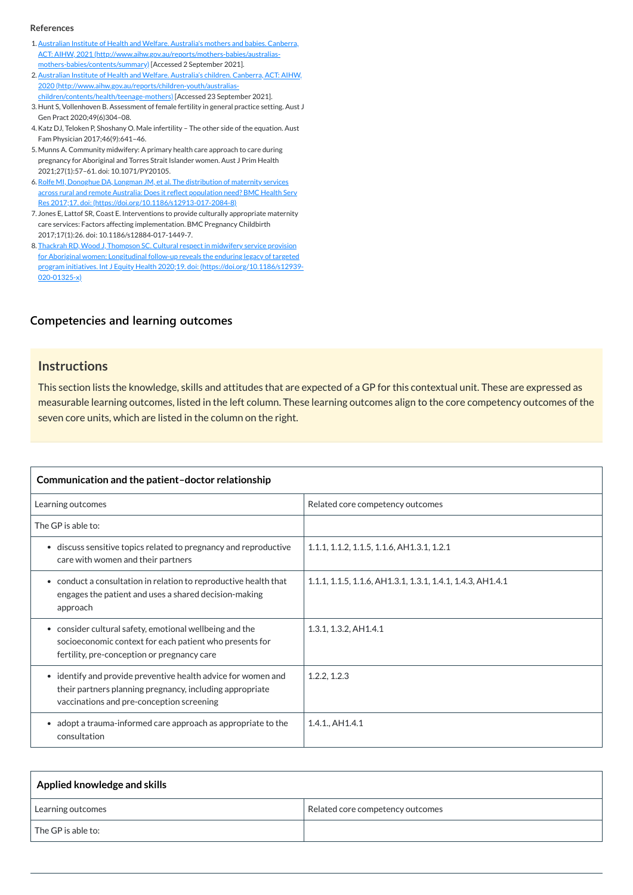**References**

1. [Australian Institute of Health and Welfare. Australia's mothers and babies. Canberra, ACT: AIHW, 2021 (http://www.aihw.gov.au/reports/mothers-babies/australias-mothers-babies/contents/summary)](http://www.aihw.gov.au/reports/mothers-babies/australias-mothers-babies/contents/summary) [Accessed 2 September 2021].
2. [Australian Institute of Health and Welfare. Australia's children. Canberra, ACT: AIHW, 2020 (http://www.aihw.gov.au/reports/children-youth/australias-children/contents/health/teenage-mothers)](http://www.aihw.gov.au/reports/children-youth/australias-children/contents/health/teenage-mothers) [Accessed 23 September 2021].
3. Hunt S, Vollenhoven B. Assessment of female fertility in general practice setting. Aust J Gen Pract 2020;49(6)304–08.
4. Katz DJ, Teloken P, Shoshany O. Male infertility – The other side of the equation. Aust Fam Physician 2017;46(9):641–46.
5. Munns A. Community midwifery: A primary health care approach to care during pregnancy for Aboriginal and Torres Strait Islander women. Aust J Prim Health 2021;27(1):57–61. doi: 10.1071/PY20105.
6. [Rolfe MI, Donoghue DA, Longman JM, et al. The distribution of maternity services across rural and remote Australia: Does it reflect population need? BMC Health Serv Res 2017;17. doi: (https://doi.org/10.1186/s12913-017-2084-8)](https://doi.org/10.1186/s12913-017-2084-8)
7. Jones E, Lattof SR, Coast E. Interventions to provide culturally appropriate maternity care services: Factors affecting implementation. BMC Pregnancy Childbirth 2017;17(1):26. doi: 10.1186/s12884-017-1449-7.
8. [Thackrah RD, Wood J, Thompson SC. Cultural respect in midwifery service provision for Aboriginal women: Longitudinal follow-up reveals the enduring legacy of targeted program initiatives. Int J Equity Health 2020;19. doi: (https://doi.org/10.1186/s12939-020-01325-x)](https://doi.org/10.1186/s12939-020-01325-x)

## Competencies and learning outcomes

### Instructions

This section lists the knowledge, skills and attitudes that are expected of a GP for this contextual unit. These are expressed as measurable learning outcomes, listed in the left column. These learning outcomes align to the core competency outcomes of the seven core units, which are listed in the column on the right.

| **Communication and the patient–doctor relationship** | |
|---|---|
| Learning outcomes | Related core competency outcomes |
| The GP is able to: | |
| • discuss sensitive topics related to pregnancy and reproductive care with women and their partners | 1.1.1, 1.1.2, 1.1.5, 1.1.6, AH1.3.1, 1.2.1 |
| • conduct a consultation in relation to reproductive health that engages the patient and uses a shared decision-making approach | 1.1.1, 1.1.5, 1.1.6, AH1.3.1, 1.3.1, 1.4.1, 1.4.3, AH1.4.1 |
| • consider cultural safety, emotional wellbeing and the socioeconomic context for each patient who presents for fertility, pre-conception or pregnancy care | 1.3.1, 1.3.2, AH1.4.1 |
| • identify and provide preventive health advice for women and their partners planning pregnancy, including appropriate vaccinations and pre-conception screening | 1.2.2, 1.2.3 |
| • adopt a trauma-informed care approach as appropriate to the consultation | 1.4.1., AH1.4.1 |

| **Applied knowledge and skills** | |
|---|---|
| Learning outcomes | Related core competency outcomes |
| The GP is able to: | |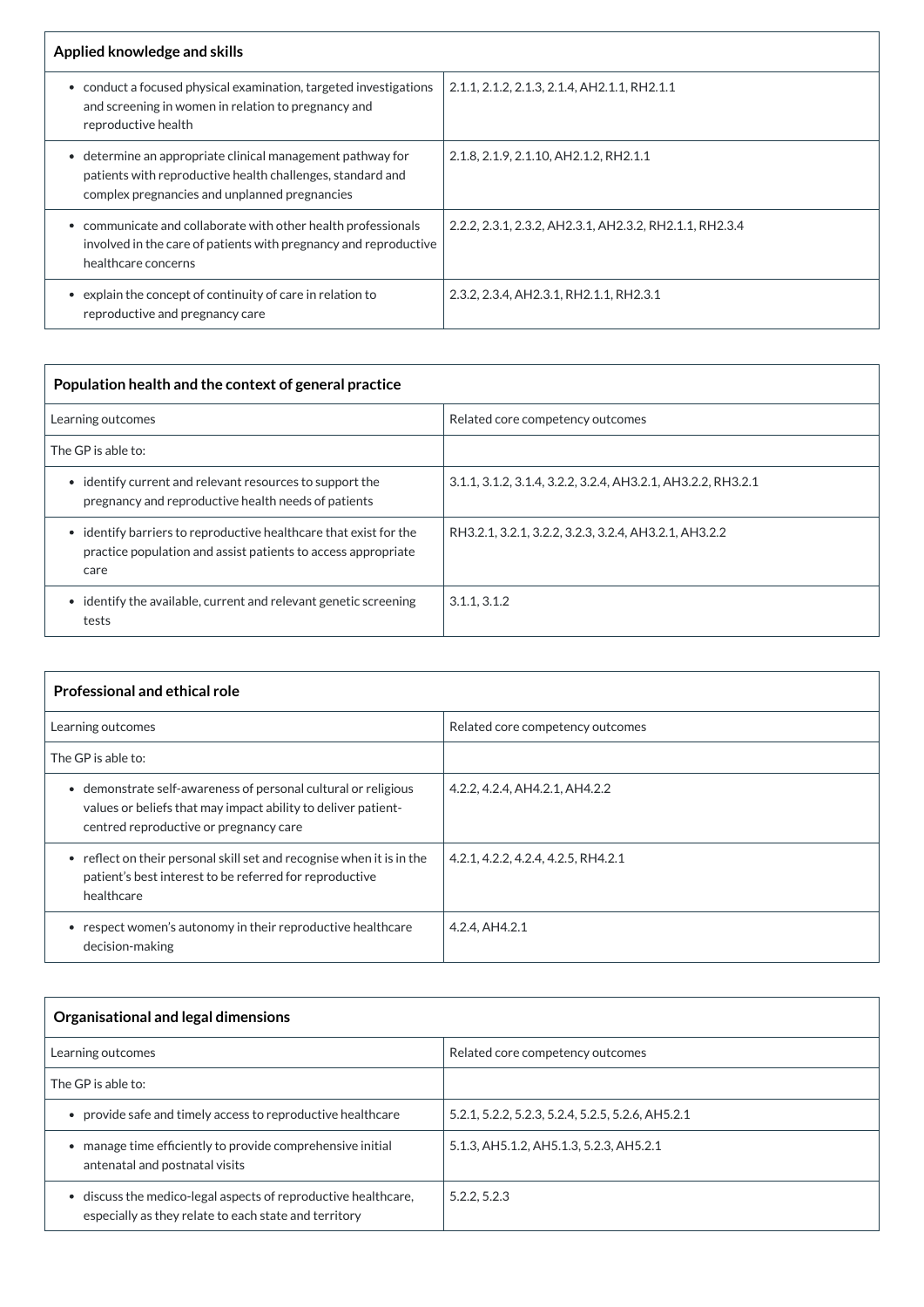| **Applied knowledge and skills** | |
|---|---|
| • conduct a focused physical examination, targeted investigations and screening in women in relation to pregnancy and reproductive health | 2.1.1, 2.1.2, 2.1.3, 2.1.4, AH2.1.1, RH2.1.1 |
| • determine an appropriate clinical management pathway for patients with reproductive health challenges, standard and complex pregnancies and unplanned pregnancies | 2.1.8, 2.1.9, 2.1.10, AH2.1.2, RH2.1.1 |
| • communicate and collaborate with other health professionals involved in the care of patients with pregnancy and reproductive healthcare concerns | 2.2.2, 2.3.1, 2.3.2, AH2.3.1, AH2.3.2, RH2.1.1, RH2.3.4 |
| • explain the concept of continuity of care in relation to reproductive and pregnancy care | 2.3.2, 2.3.4, AH2.3.1, RH2.1.1, RH2.3.1 |

| **Population health and the context of general practice** | |
|---|---|
| Learning outcomes | Related core competency outcomes |
| The GP is able to: | |
| • identify current and relevant resources to support the pregnancy and reproductive health needs of patients | 3.1.1, 3.1.2, 3.1.4, 3.2.2, 3.2.4, AH3.2.1, AH3.2.2, RH3.2.1 |
| • identify barriers to reproductive healthcare that exist for the practice population and assist patients to access appropriate care | RH3.2.1, 3.2.1, 3.2.2, 3.2.3, 3.2.4, AH3.2.1, AH3.2.2 |
| • identify the available, current and relevant genetic screening tests | 3.1.1, 3.1.2 |

| **Professional and ethical role** | |
|---|---|
| Learning outcomes | Related core competency outcomes |
| The GP is able to: | |
| • demonstrate self-awareness of personal cultural or religious values or beliefs that may impact ability to deliver patient-centred reproductive or pregnancy care | 4.2.2, 4.2.4, AH4.2.1, AH4.2.2 |
| • reflect on their personal skill set and recognise when it is in the patient's best interest to be referred for reproductive healthcare | 4.2.1, 4.2.2, 4.2.4, 4.2.5, RH4.2.1 |
| • respect women's autonomy in their reproductive healthcare decision-making | 4.2.4, AH4.2.1 |

| **Organisational and legal dimensions** | |
|---|---|
| Learning outcomes | Related core competency outcomes |
| The GP is able to: | |
| • provide safe and timely access to reproductive healthcare | 5.2.1, 5.2.2, 5.2.3, 5.2.4, 5.2.5, 5.2.6, AH5.2.1 |
| • manage time efficiently to provide comprehensive initial antenatal and postnatal visits | 5.1.3, AH5.1.2, AH5.1.3, 5.2.3, AH5.2.1 |
| • discuss the medico-legal aspects of reproductive healthcare, especially as they relate to each state and territory | 5.2.2, 5.2.3 |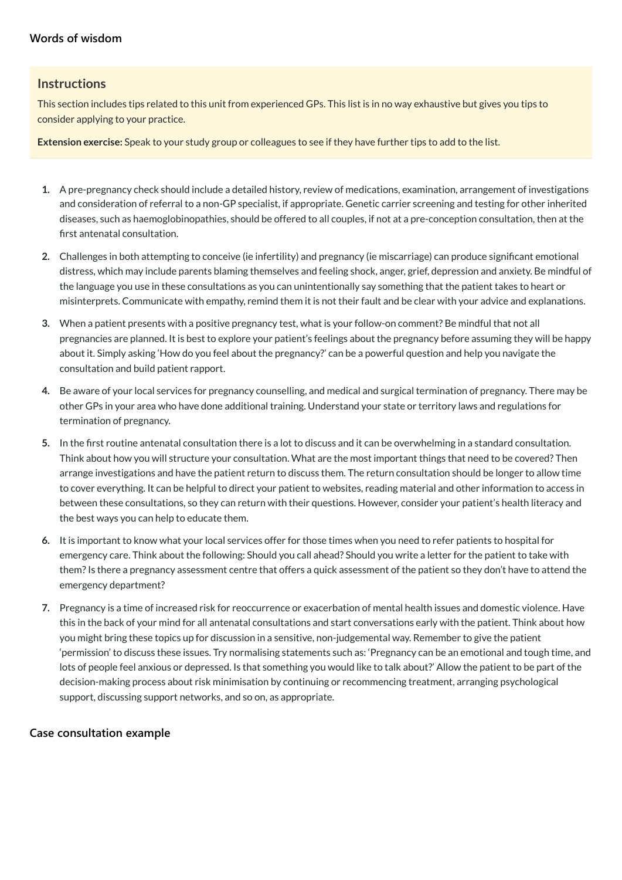## Words of wisdom

### Instructions

This section includes tips related to this unit from experienced GPs. This list is in no way exhaustive but gives you tips to consider applying to your practice.

**Extension exercise:** Speak to your study group or colleagues to see if they have further tips to add to the list.

1. A pre-pregnancy check should include a detailed history, review of medications, examination, arrangement of investigations and consideration of referral to a non-GP specialist, if appropriate. Genetic carrier screening and testing for other inherited diseases, such as haemoglobinopathies, should be offered to all couples, if not at a pre-conception consultation, then at the first antenatal consultation.
2. Challenges in both attempting to conceive (ie infertility) and pregnancy (ie miscarriage) can produce significant emotional distress, which may include parents blaming themselves and feeling shock, anger, grief, depression and anxiety. Be mindful of the language you use in these consultations as you can unintentionally say something that the patient takes to heart or misinterprets. Communicate with empathy, remind them it is not their fault and be clear with your advice and explanations.
3. When a patient presents with a positive pregnancy test, what is your follow-on comment? Be mindful that not all pregnancies are planned. It is best to explore your patient's feelings about the pregnancy before assuming they will be happy about it. Simply asking 'How do you feel about the pregnancy?' can be a powerful question and help you navigate the consultation and build patient rapport.
4. Be aware of your local services for pregnancy counselling, and medical and surgical termination of pregnancy. There may be other GPs in your area who have done additional training. Understand your state or territory laws and regulations for termination of pregnancy.
5. In the first routine antenatal consultation there is a lot to discuss and it can be overwhelming in a standard consultation. Think about how you will structure your consultation. What are the most important things that need to be covered? Then arrange investigations and have the patient return to discuss them. The return consultation should be longer to allow time to cover everything. It can be helpful to direct your patient to websites, reading material and other information to access in between these consultations, so they can return with their questions. However, consider your patient's health literacy and the best ways you can help to educate them.
6. It is important to know what your local services offer for those times when you need to refer patients to hospital for emergency care. Think about the following: Should you call ahead? Should you write a letter for the patient to take with them? Is there a pregnancy assessment centre that offers a quick assessment of the patient so they don't have to attend the emergency department?
7. Pregnancy is a time of increased risk for reoccurrence or exacerbation of mental health issues and domestic violence. Have this in the back of your mind for all antenatal consultations and start conversations early with the patient. Think about how you might bring these topics up for discussion in a sensitive, non-judgemental way. Remember to give the patient 'permission' to discuss these issues. Try normalising statements such as: 'Pregnancy can be an emotional and tough time, and lots of people feel anxious or depressed. Is that something you would like to talk about?' Allow the patient to be part of the decision-making process about risk minimisation by continuing or recommencing treatment, arranging psychological support, discussing support networks, and so on, as appropriate.

## Case consultation example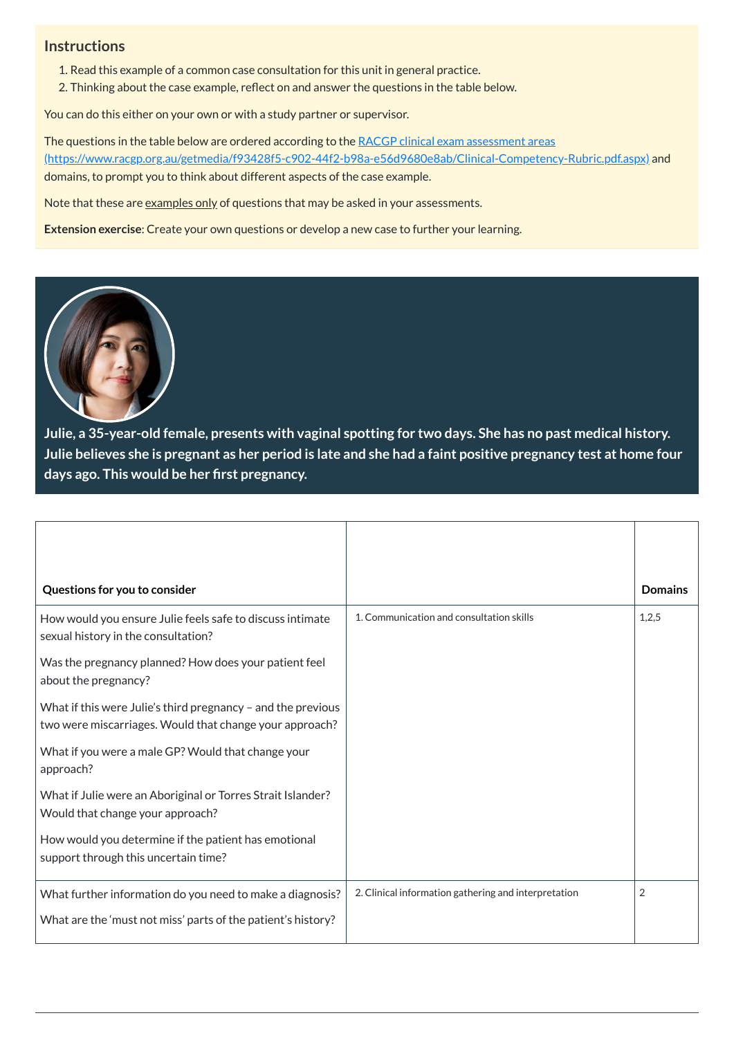## Instructions

1. Read this example of a common case consultation for this unit in general practice.
2. Thinking about the case example, reflect on and answer the questions in the table below.

You can do this either on your own or with a study partner or supervisor.

The questions in the table below are ordered according to the [RACGP clinical exam assessment areas (https://www.racgp.org.au/getmedia/f93428f5-c902-44f2-b98a-e56d9680e8ab/Clinical-Competency-Rubric.pdf.aspx)](https://www.racgp.org.au/getmedia/f93428f5-c902-44f2-b98a-e56d9680e8ab/Clinical-Competency-Rubric.pdf.aspx) and domains, to prompt you to think about different aspects of the case example.

Note that these are examples only of questions that may be asked in your assessments.

**Extension exercise**: Create your own questions or develop a new case to further your learning.

**Julie, a 35-year-old female, presents with vaginal spotting for two days. She has no past medical history. Julie believes she is pregnant as her period is late and she had a faint positive pregnancy test at home four days ago. This would be her first pregnancy.**

| Questions for you to consider | | Domains |
|---|---|---|
| How would you ensure Julie feels safe to discuss intimate sexual history in the consultation?<br><br>Was the pregnancy planned? How does your patient feel about the pregnancy?<br><br>What if this were Julie's third pregnancy – and the previous two were miscarriages. Would that change your approach?<br><br>What if you were a male GP? Would that change your approach?<br><br>What if Julie were an Aboriginal or Torres Strait Islander? Would that change your approach?<br><br>How would you determine if the patient has emotional support through this uncertain time? | 1. Communication and consultation skills | 1,2,5 |
| What further information do you need to make a diagnosis?<br><br>What are the 'must not miss' parts of the patient's history? | 2. Clinical information gathering and interpretation | 2 |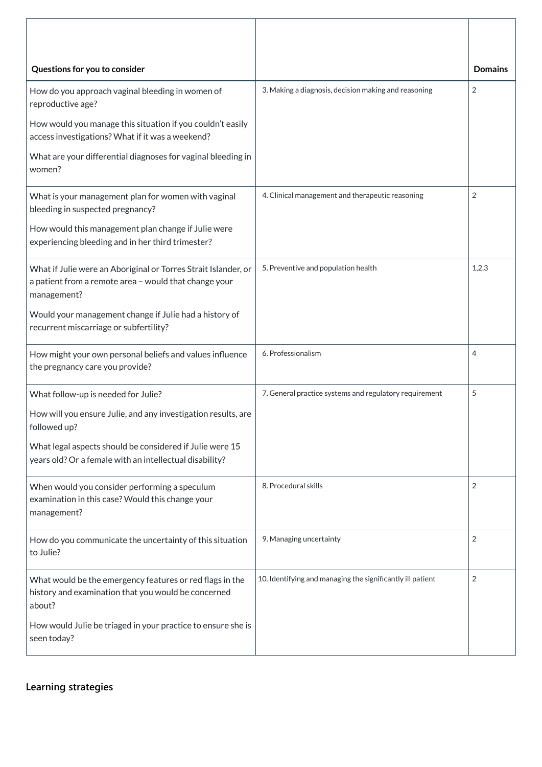| Questions for you to consider | | Domains |
|---|---|---|
| How do you approach vaginal bleeding in women of reproductive age?<br><br>How would you manage this situation if you couldn't easily access investigations? What if it was a weekend?<br><br>What are your differential diagnoses for vaginal bleeding in women? | 3. Making a diagnosis, decision making and reasoning | 2 |
| What is your management plan for women with vaginal bleeding in suspected pregnancy?<br><br>How would this management plan change if Julie were experiencing bleeding and in her third trimester? | 4. Clinical management and therapeutic reasoning | 2 |
| What if Julie were an Aboriginal or Torres Strait Islander, or a patient from a remote area – would that change your management?<br><br>Would your management change if Julie had a history of recurrent miscarriage or subfertility? | 5. Preventive and population health | 1,2,3 |
| How might your own personal beliefs and values influence the pregnancy care you provide? | 6. Professionalism | 4 |
| What follow-up is needed for Julie?<br><br>How will you ensure Julie, and any investigation results, are followed up?<br><br>What legal aspects should be considered if Julie were 15 years old? Or a female with an intellectual disability? | 7. General practice systems and regulatory requirement | 5 |
| When would you consider performing a speculum examination in this case? Would this change your management? | 8. Procedural skills | 2 |
| How do you communicate the uncertainty of this situation to Julie? | 9. Managing uncertainty | 2 |
| What would be the emergency features or red flags in the history and examination that you would be concerned about?<br><br>How would Julie be triaged in your practice to ensure she is seen today? | 10. Identifying and managing the significantly ill patient | 2 |

## Learning strategies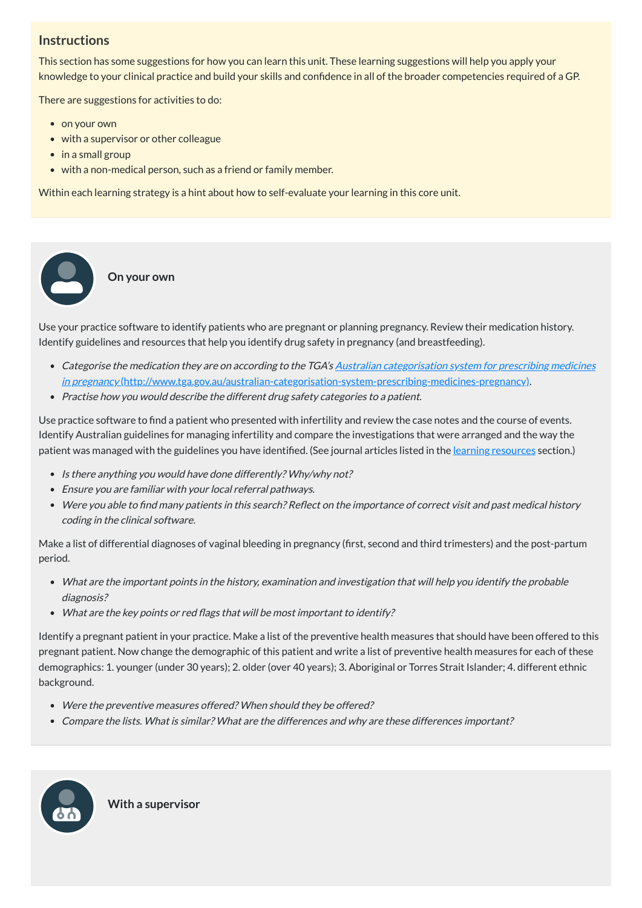### Instructions

This section has some suggestions for how you can learn this unit. These learning suggestions will help you apply your knowledge to your clinical practice and build your skills and confidence in all of the broader competencies required of a GP.

There are suggestions for activities to do:

- on your own
- with a supervisor or other colleague
- in a small group
- with a non-medical person, such as a friend or family member.

Within each learning strategy is a hint about how to self-evaluate your learning in this core unit.

### On your own

Use your practice software to identify patients who are pregnant or planning pregnancy. Review their medication history. Identify guidelines and resources that help you identify drug safety in pregnancy (and breastfeeding).

- *Categorise the medication they are on according to the TGA's [Australian categorisation system for prescribing medicines in pregnancy](http://www.tga.gov.au/australian-categorisation-system-prescribing-medicines-pregnancy) (http://www.tga.gov.au/australian-categorisation-system-prescribing-medicines-pregnancy).*
- *Practise how you would describe the different drug safety categories to a patient.*

Use practice software to find a patient who presented with infertility and review the case notes and the course of events. Identify Australian guidelines for managing infertility and compare the investigations that were arranged and the way the patient was managed with the guidelines you have identified. (See journal articles listed in the learning resources section.)

- *Is there anything you would have done differently? Why/why not?*
- *Ensure you are familiar with your local referral pathways.*
- *Were you able to find many patients in this search? Reflect on the importance of correct visit and past medical history coding in the clinical software.*

Make a list of differential diagnoses of vaginal bleeding in pregnancy (first, second and third trimesters) and the post-partum period.

- *What are the important points in the history, examination and investigation that will help you identify the probable diagnosis?*
- *What are the key points or red flags that will be most important to identify?*

Identify a pregnant patient in your practice. Make a list of the preventive health measures that should have been offered to this pregnant patient. Now change the demographic of this patient and write a list of preventive health measures for each of these demographics: 1. younger (under 30 years); 2. older (over 40 years); 3. Aboriginal or Torres Strait Islander; 4. different ethnic background.

- *Were the preventive measures offered? When should they be offered?*
- *Compare the lists. What is similar? What are the differences and why are these differences important?*

### With a supervisor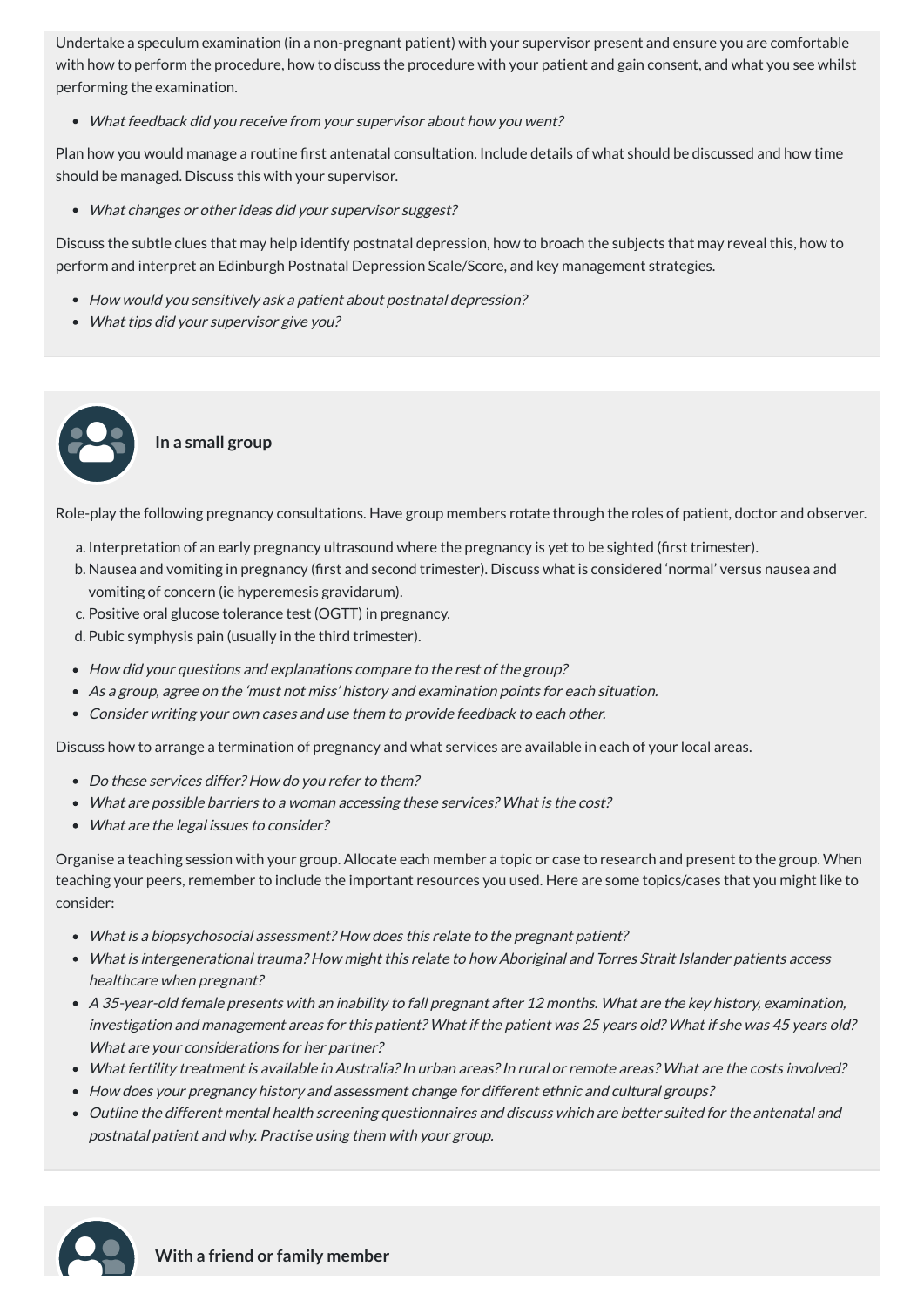Undertake a speculum examination (in a non-pregnant patient) with your supervisor present and ensure you are comfortable with how to perform the procedure, how to discuss the procedure with your patient and gain consent, and what you see whilst performing the examination.

- *What feedback did you receive from your supervisor about how you went?*

Plan how you would manage a routine first antenatal consultation. Include details of what should be discussed and how time should be managed. Discuss this with your supervisor.

- *What changes or other ideas did your supervisor suggest?*

Discuss the subtle clues that may help identify postnatal depression, how to broach the subjects that may reveal this, how to perform and interpret an Edinburgh Postnatal Depression Scale/Score, and key management strategies.

- *How would you sensitively ask a patient about postnatal depression?*
- *What tips did your supervisor give you?*

**In a small group**

Role-play the following pregnancy consultations. Have group members rotate through the roles of patient, doctor and observer.

a. Interpretation of an early pregnancy ultrasound where the pregnancy is yet to be sighted (first trimester).
b. Nausea and vomiting in pregnancy (first and second trimester). Discuss what is considered 'normal' versus nausea and vomiting of concern (ie hyperemesis gravidarum).
c. Positive oral glucose tolerance test (OGTT) in pregnancy.
d. Pubic symphysis pain (usually in the third trimester).

- *How did your questions and explanations compare to the rest of the group?*
- *As a group, agree on the 'must not miss' history and examination points for each situation.*
- *Consider writing your own cases and use them to provide feedback to each other.*

Discuss how to arrange a termination of pregnancy and what services are available in each of your local areas.

- *Do these services differ? How do you refer to them?*
- *What are possible barriers to a woman accessing these services? What is the cost?*
- *What are the legal issues to consider?*

Organise a teaching session with your group. Allocate each member a topic or case to research and present to the group. When teaching your peers, remember to include the important resources you used. Here are some topics/cases that you might like to consider:

- *What is a biopsychosocial assessment? How does this relate to the pregnant patient?*
- *What is intergenerational trauma? How might this relate to how Aboriginal and Torres Strait Islander patients access healthcare when pregnant?*
- *A 35-year-old female presents with an inability to fall pregnant after 12 months. What are the key history, examination, investigation and management areas for this patient? What if the patient was 25 years old? What if she was 45 years old? What are your considerations for her partner?*
- *What fertility treatment is available in Australia? In urban areas? In rural or remote areas? What are the costs involved?*
- *How does your pregnancy history and assessment change for different ethnic and cultural groups?*
- *Outline the different mental health screening questionnaires and discuss which are better suited for the antenatal and postnatal patient and why. Practise using them with your group.*

**With a friend or family member**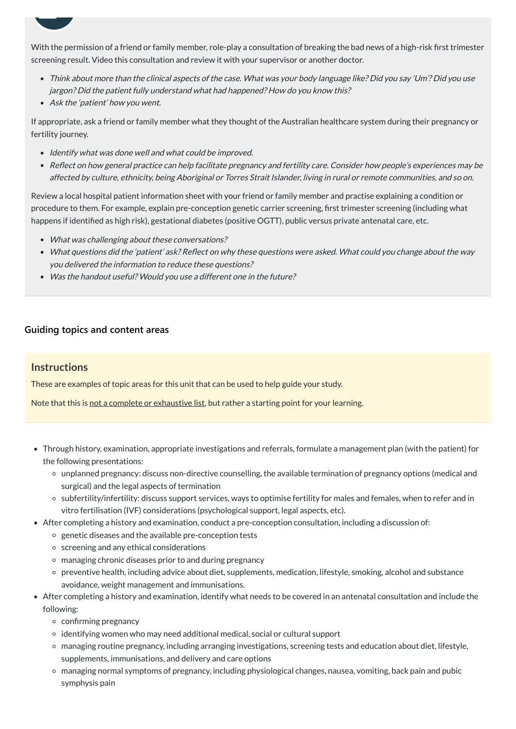With the permission of a friend or family member, role-play a consultation of breaking the bad news of a high-risk first trimester screening result. Video this consultation and review it with your supervisor or another doctor.

- *Think about more than the clinical aspects of the case. What was your body language like? Did you say 'Um'? Did you use jargon? Did the patient fully understand what had happened? How do you know this?*
- *Ask the 'patient' how you went.*

If appropriate, ask a friend or family member what they thought of the Australian healthcare system during their pregnancy or fertility journey.

- *Identify what was done well and what could be improved.*
- *Reflect on how general practice can help facilitate pregnancy and fertility care. Consider how people's experiences may be affected by culture, ethnicity, being Aboriginal or Torres Strait Islander, living in rural or remote communities, and so on.*

Review a local hospital patient information sheet with your friend or family member and practise explaining a condition or procedure to them. For example, explain pre-conception genetic carrier screening, first trimester screening (including what happens if identified as high risk), gestational diabetes (positive OGTT), public versus private antenatal care, etc.

- *What was challenging about these conversations?*
- *What questions did the 'patient' ask? Reflect on why these questions were asked. What could you change about the way you delivered the information to reduce these questions?*
- *Was the handout useful? Would you use a different one in the future?*

### Guiding topics and content areas

## Instructions

These are examples of topic areas for this unit that can be used to help guide your study.

Note that this is not a complete or exhaustive list, but rather a starting point for your learning.

- Through history, examination, appropriate investigations and referrals, formulate a management plan (with the patient) for the following presentations:
  - unplanned pregnancy: discuss non-directive counselling, the available termination of pregnancy options (medical and surgical) and the legal aspects of termination
  - subfertility/infertility: discuss support services, ways to optimise fertility for males and females, when to refer and in vitro fertilisation (IVF) considerations (psychological support, legal aspects, etc).
- After completing a history and examination, conduct a pre-conception consultation, including a discussion of:
  - genetic diseases and the available pre-conception tests
  - screening and any ethical considerations
  - managing chronic diseases prior to and during pregnancy
  - preventive health, including advice about diet, supplements, medication, lifestyle, smoking, alcohol and substance avoidance, weight management and immunisations.
- After completing a history and examination, identify what needs to be covered in an antenatal consultation and include the following:
  - confirming pregnancy
  - identifying women who may need additional medical, social or cultural support
  - managing routine pregnancy, including arranging investigations, screening tests and education about diet, lifestyle, supplements, immunisations, and delivery and care options
  - managing normal symptoms of pregnancy, including physiological changes, nausea, vomiting, back pain and pubic symphysis pain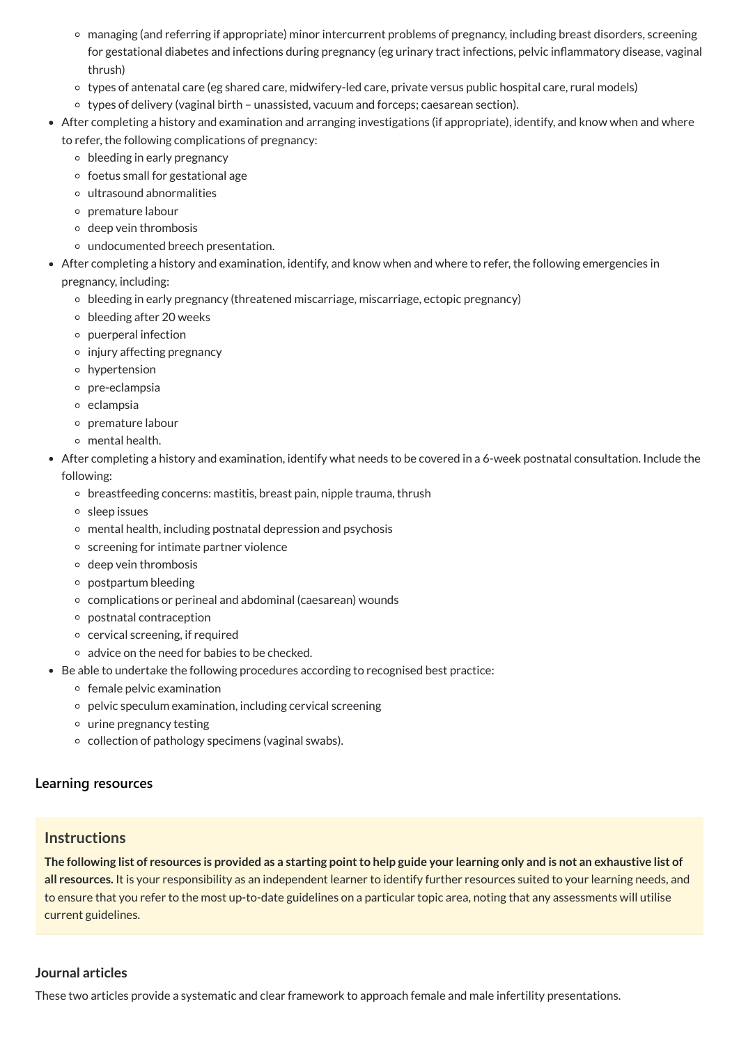- managing (and referring if appropriate) minor intercurrent problems of pregnancy, including breast disorders, screening for gestational diabetes and infections during pregnancy (eg urinary tract infections, pelvic inflammatory disease, vaginal thrush)
  - types of antenatal care (eg shared care, midwifery-led care, private versus public hospital care, rural models)
  - types of delivery (vaginal birth – unassisted, vacuum and forceps; caesarean section).
- After completing a history and examination and arranging investigations (if appropriate), identify, and know when and where to refer, the following complications of pregnancy:
  - bleeding in early pregnancy
  - foetus small for gestational age
  - ultrasound abnormalities
  - premature labour
  - deep vein thrombosis
  - undocumented breech presentation.
- After completing a history and examination, identify, and know when and where to refer, the following emergencies in pregnancy, including:
  - bleeding in early pregnancy (threatened miscarriage, miscarriage, ectopic pregnancy)
  - bleeding after 20 weeks
  - puerperal infection
  - injury affecting pregnancy
  - hypertension
  - pre-eclampsia
  - eclampsia
  - premature labour
  - mental health.
- After completing a history and examination, identify what needs to be covered in a 6-week postnatal consultation. Include the following:
  - breastfeeding concerns: mastitis, breast pain, nipple trauma, thrush
  - sleep issues
  - mental health, including postnatal depression and psychosis
  - screening for intimate partner violence
  - deep vein thrombosis
  - postpartum bleeding
  - complications or perineal and abdominal (caesarean) wounds
  - postnatal contraception
  - cervical screening, if required
  - advice on the need for babies to be checked.
- Be able to undertake the following procedures according to recognised best practice:
  - female pelvic examination
  - pelvic speculum examination, including cervical screening
  - urine pregnancy testing
  - collection of pathology specimens (vaginal swabs).

### Learning resources

#### Instructions

**The following list of resources is provided as a starting point to help guide your learning only and is not an exhaustive list of all resources.** It is your responsibility as an independent learner to identify further resources suited to your learning needs, and to ensure that you refer to the most up-to-date guidelines on a particular topic area, noting that any assessments will utilise current guidelines.

### Journal articles

These two articles provide a systematic and clear framework to approach female and male infertility presentations.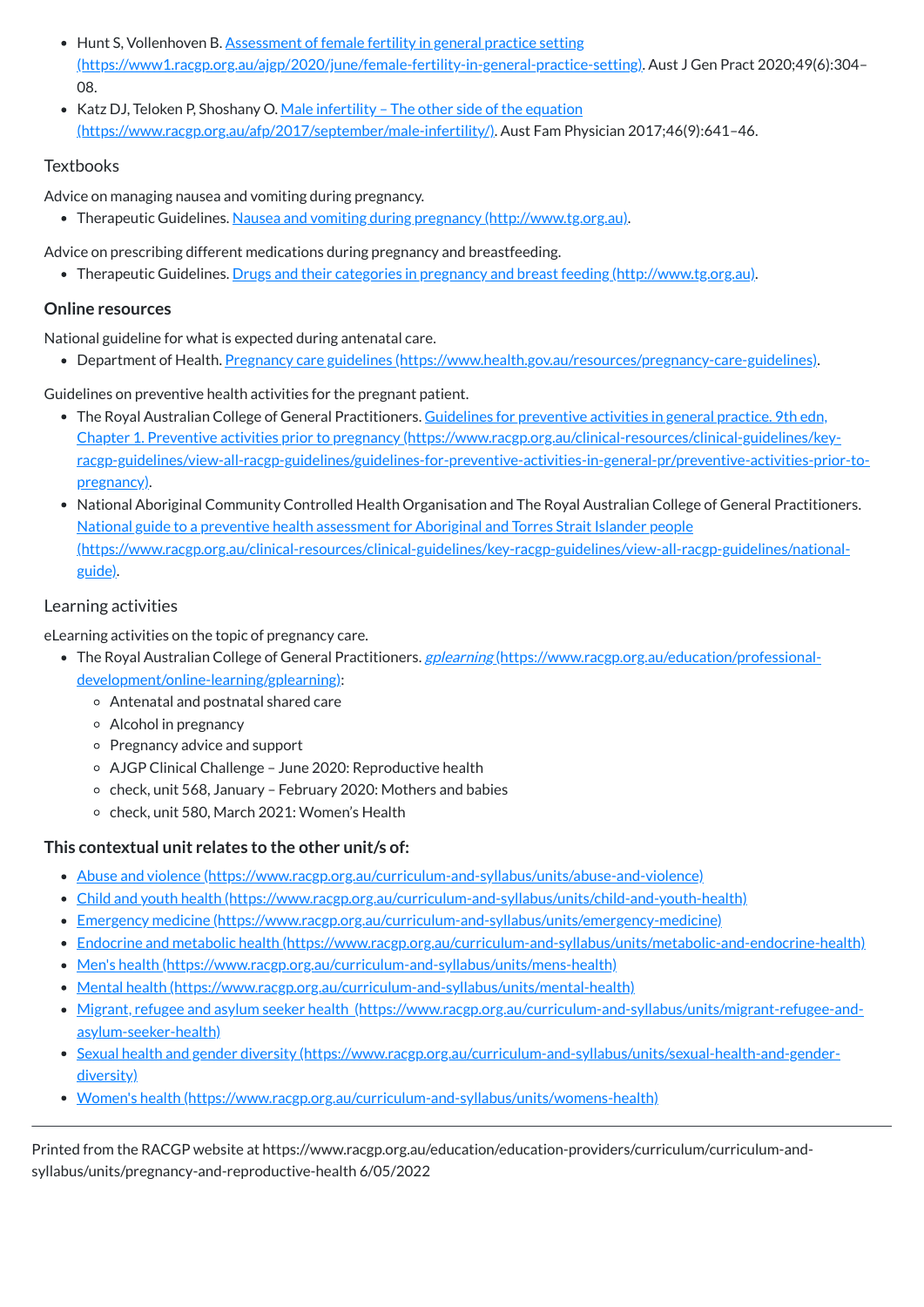- Hunt S, Vollenhoven B. Assessment of female fertility in general practice setting (https://www1.racgp.org.au/ajgp/2020/june/female-fertility-in-general-practice-setting). Aust J Gen Pract 2020;49(6):304–08.
- Katz DJ, Teloken P, Shoshany O. Male infertility – The other side of the equation (https://www.racgp.org.au/afp/2017/september/male-infertility/). Aust Fam Physician 2017;46(9):641–46.

### Textbooks

Advice on managing nausea and vomiting during pregnancy.

- Therapeutic Guidelines. Nausea and vomiting during pregnancy (http://www.tg.org.au).

Advice on prescribing different medications during pregnancy and breastfeeding.

- Therapeutic Guidelines. Drugs and their categories in pregnancy and breast feeding (http://www.tg.org.au).

### Online resources

National guideline for what is expected during antenatal care.

- Department of Health. Pregnancy care guidelines (https://www.health.gov.au/resources/pregnancy-care-guidelines).

Guidelines on preventive health activities for the pregnant patient.

- The Royal Australian College of General Practitioners. Guidelines for preventive activities in general practice. 9th edn, Chapter 1. Preventive activities prior to pregnancy (https://www.racgp.org.au/clinical-resources/clinical-guidelines/key-racgp-guidelines/view-all-racgp-guidelines/guidelines-for-preventive-activities-in-general-pr/preventive-activities-prior-to-pregnancy).
- National Aboriginal Community Controlled Health Organisation and The Royal Australian College of General Practitioners. National guide to a preventive health assessment for Aboriginal and Torres Strait Islander people (https://www.racgp.org.au/clinical-resources/clinical-guidelines/key-racgp-guidelines/view-all-racgp-guidelines/national-guide).

### Learning activities

eLearning activities on the topic of pregnancy care.

- The Royal Australian College of General Practitioners. *gplearning* (https://www.racgp.org.au/education/professional-development/online-learning/gplearning):
  - Antenatal and postnatal shared care
  - Alcohol in pregnancy
  - Pregnancy advice and support
  - AJGP Clinical Challenge – June 2020: Reproductive health
  - check, unit 568, January – February 2020: Mothers and babies
  - check, unit 580, March 2021: Women's Health

### This contextual unit relates to the other unit/s of:

- Abuse and violence (https://www.racgp.org.au/curriculum-and-syllabus/units/abuse-and-violence)
- Child and youth health (https://www.racgp.org.au/curriculum-and-syllabus/units/child-and-youth-health)
- Emergency medicine (https://www.racgp.org.au/curriculum-and-syllabus/units/emergency-medicine)
- Endocrine and metabolic health (https://www.racgp.org.au/curriculum-and-syllabus/units/metabolic-and-endocrine-health)
- Men's health (https://www.racgp.org.au/curriculum-and-syllabus/units/mens-health)
- Mental health (https://www.racgp.org.au/curriculum-and-syllabus/units/mental-health)
- Migrant, refugee and asylum seeker health (https://www.racgp.org.au/curriculum-and-syllabus/units/migrant-refugee-and-asylum-seeker-health)
- Sexual health and gender diversity (https://www.racgp.org.au/curriculum-and-syllabus/units/sexual-health-and-gender-diversity)
- Women's health (https://www.racgp.org.au/curriculum-and-syllabus/units/womens-health)

---

Printed from the RACGP website at https://www.racgp.org.au/education/education-providers/curriculum/curriculum-and-syllabus/units/pregnancy-and-reproductive-health 6/05/2022